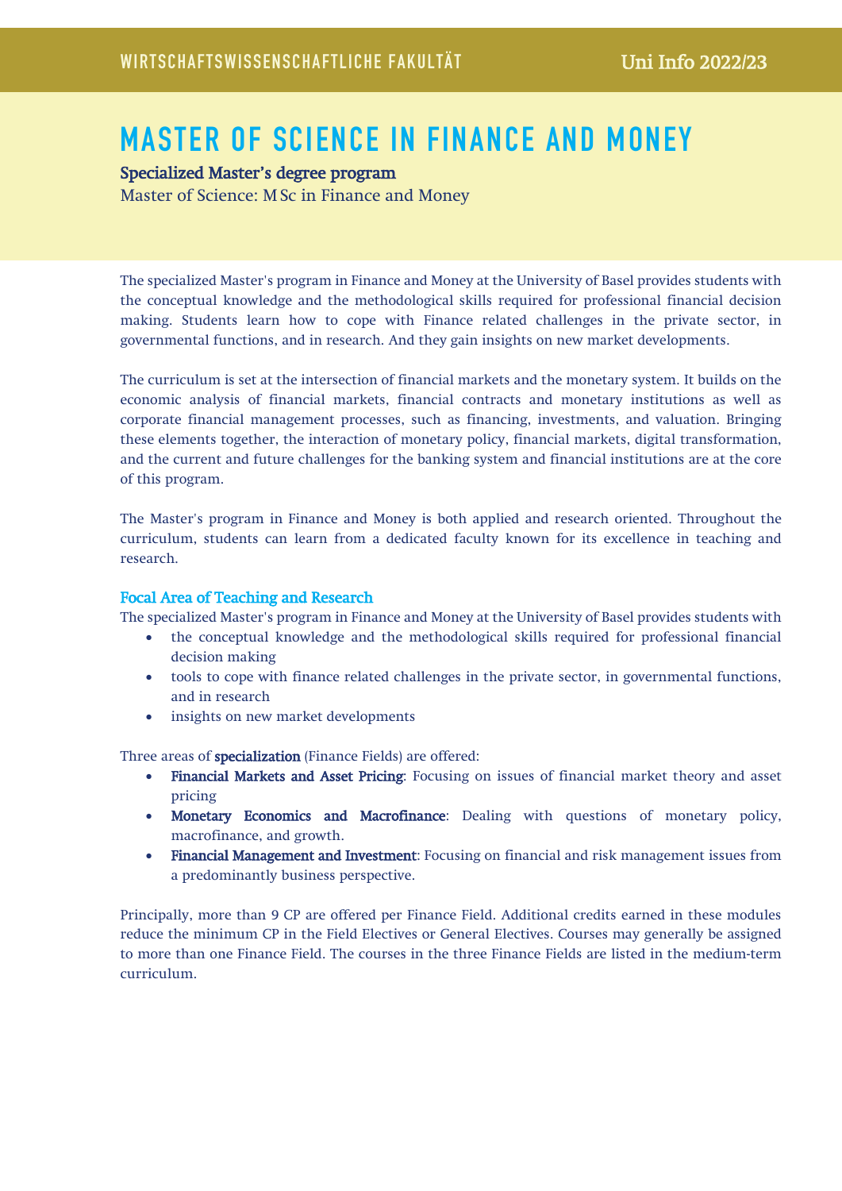# MASTER OF SCIENCE IN FINANCE AND MONEY

**Specialized Master's degree program**

Master of Science: M Sc in Finance and Money

The specialized Master's program in Finance and Money at the University of Basel provides students with the conceptual knowledge and the methodological skills required for professional financial decision making. Students learn how to cope with Finance related challenges in the private sector, in governmental functions, and in research. And they gain insights on new market developments.

The curriculum is set at the intersection of financial markets and the monetary system. It builds on the economic analysis of financial markets, financial contracts and monetary institutions as well as corporate financial management processes, such as financing, investments, and valuation. Bringing these elements together, the interaction of monetary policy, financial markets, digital transformation, and the current and future challenges for the banking system and financial institutions are at the core of this program.

The Master's program in Finance and Money is both applied and research oriented. Throughout the curriculum, students can learn from a dedicated faculty known for its excellence in teaching and research.

## Focal Area of Teaching and Research

The specialized Master's program in Finance and Money at the University of Basel provides students with

- the conceptual knowledge and the methodological skills required for professional financial decision making
- tools to cope with finance related challenges in the private sector, in governmental functions, and in research
- insights on new market developments

Three areas of **specialization** (Finance Fields) are offered:

- **Financial Markets and Asset Pricing**: Focusing on issues of financial market theory and asset pricing
- **Monetary Economics and Macrofinance**: Dealing with questions of monetary policy, macrofinance, and growth.
- **Financial Management and Investment**: Focusing on financial and risk management issues from a predominantly business perspective.

Principally, more than 9 CP are offered per Finance Field. Additional credits earned in these modules reduce the minimum CP in the Field Electives or General Electives. Courses may generally be assigned to more than one Finance Field. The courses in the three Finance Fields are listed in the medium-term curriculum.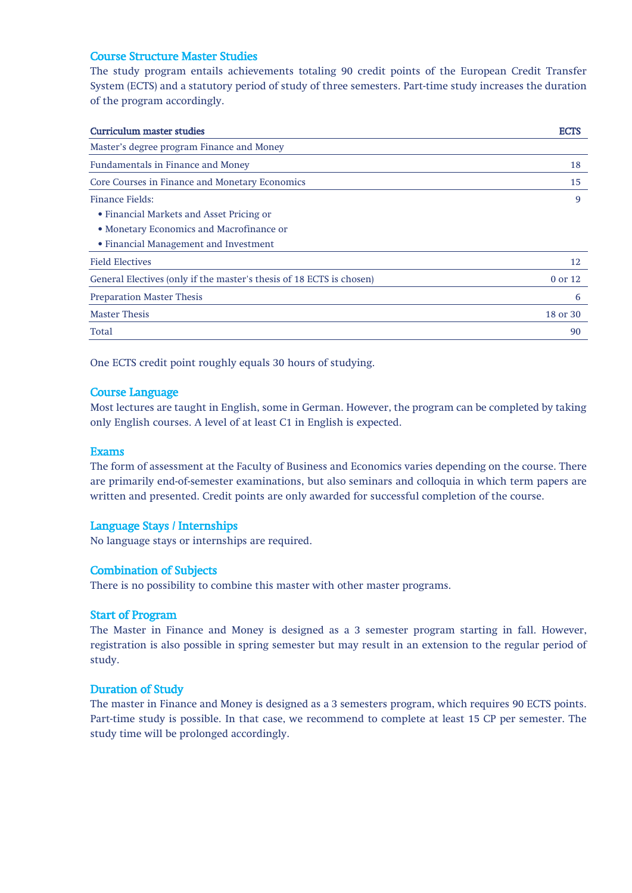## Course Structure Master Studies

The study program entails achievements totaling 90 credit points of the European Credit Transfer System (ECTS) and a statutory period of study of three semesters. Part-time study increases the duration of the program accordingly.

| Curriculum master studies | ECTS |
|---|---|
| Master's degree program Finance and Money | |
| Fundamentals in Finance and Money | 18 |
| Core Courses in Finance and Monetary Economics | 15 |
| Finance Fields:<br>• Financial Markets and Asset Pricing or<br>• Monetary Economics and Macrofinance or<br>• Financial Management and Investment | 9 |
| Field Electives | 12 |
| General Electives (only if the master's thesis of 18 ECTS is chosen) | 0 or 12 |
| Preparation Master Thesis | 6 |
| Master Thesis | 18 or 30 |
| Total | 90 |

One ECTS credit point roughly equals 30 hours of studying.

## Course Language

Most lectures are taught in English, some in German. However, the program can be completed by taking only English courses. A level of at least C1 in English is expected.

## Exams

The form of assessment at the Faculty of Business and Economics varies depending on the course. There are primarily end-of-semester examinations, but also seminars and colloquia in which term papers are written and presented. Credit points are only awarded for successful completion of the course.

## Language Stays / Internships

No language stays or internships are required.

## Combination of Subjects

There is no possibility to combine this master with other master programs.

## Start of Program

The Master in Finance and Money is designed as a 3 semester program starting in fall. However, registration is also possible in spring semester but may result in an extension to the regular period of study.

## Duration of Study

The master in Finance and Money is designed as a 3 semesters program, which requires 90 ECTS points. Part-time study is possible. In that case, we recommend to complete at least 15 CP per semester. The study time will be prolonged accordingly.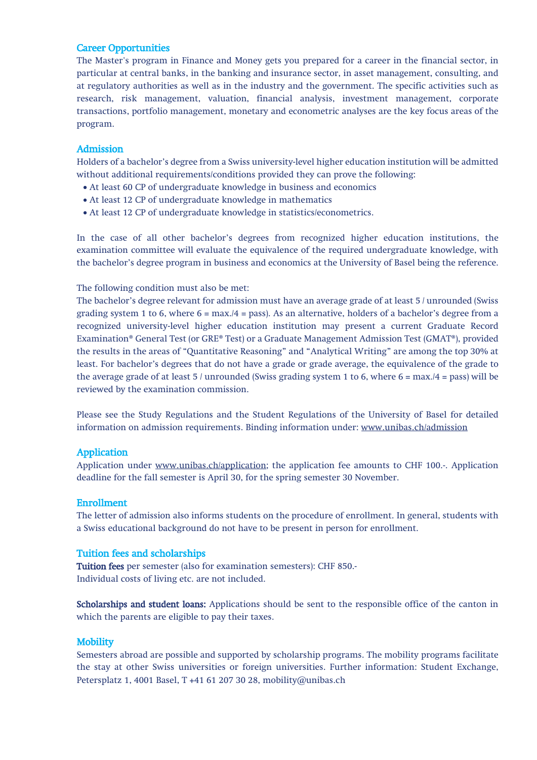## Career Opportunities

The Master's program in Finance and Money gets you prepared for a career in the financial sector, in particular at central banks, in the banking and insurance sector, in asset management, consulting, and at regulatory authorities as well as in the industry and the government. The specific activities such as research, risk management, valuation, financial analysis, investment management, corporate transactions, portfolio management, monetary and econometric analyses are the key focus areas of the program.

## Admission

Holders of a bachelor's degree from a Swiss university-level higher education institution will be admitted without additional requirements/conditions provided they can prove the following:

- At least 60 CP of undergraduate knowledge in business and economics
- At least 12 CP of undergraduate knowledge in mathematics
- At least 12 CP of undergraduate knowledge in statistics/econometrics.

In the case of all other bachelor's degrees from recognized higher education institutions, the examination committee will evaluate the equivalence of the required undergraduate knowledge, with the bachelor's degree program in business and economics at the University of Basel being the reference.

The following condition must also be met:
The bachelor's degree relevant for admission must have an average grade of at least 5 / unrounded (Swiss grading system 1 to 6, where 6 = max./4 = pass). As an alternative, holders of a bachelor's degree from a recognized university-level higher education institution may present a current Graduate Record Examination® General Test (or GRE® Test) or a Graduate Management Admission Test (GMAT®), provided the results in the areas of "Quantitative Reasoning" and "Analytical Writing" are among the top 30% at least. For bachelor's degrees that do not have a grade or grade average, the equivalence of the grade to the average grade of at least 5 / unrounded (Swiss grading system 1 to 6, where 6 = max./4 = pass) will be reviewed by the examination commission.

Please see the Study Regulations and the Student Regulations of the University of Basel for detailed information on admission requirements. Binding information under: www.unibas.ch/admission

## Application

Application under www.unibas.ch/application; the application fee amounts to CHF 100.-. Application deadline for the fall semester is April 30, for the spring semester 30 November.

## Enrollment

The letter of admission also informs students on the procedure of enrollment. In general, students with a Swiss educational background do not have to be present in person for enrollment.

## Tuition fees and scholarships

**Tuition fees** per semester (also for examination semesters): CHF 850.-
Individual costs of living etc. are not included.

**Scholarships and student loans:** Applications should be sent to the responsible office of the canton in which the parents are eligible to pay their taxes.

## Mobility

Semesters abroad are possible and supported by scholarship programs. The mobility programs facilitate the stay at other Swiss universities or foreign universities. Further information: Student Exchange, Petersplatz 1, 4001 Basel, T +41 61 207 30 28, mobility@unibas.ch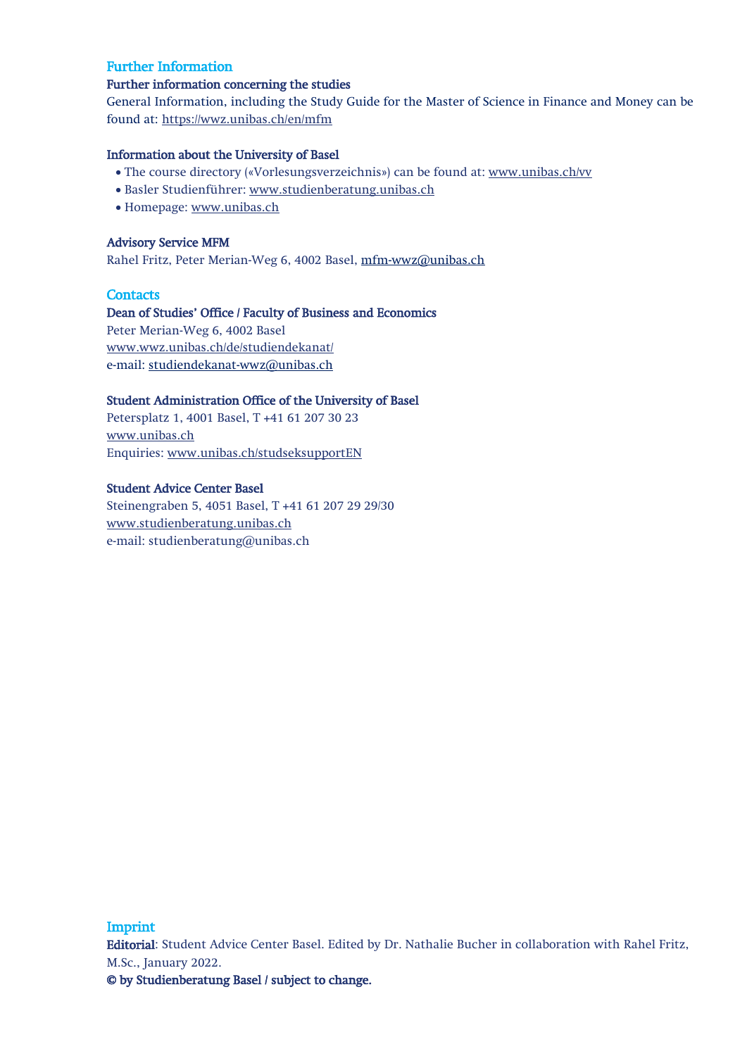## Further Information

### Further information concerning the studies

General Information, including the Study Guide for the Master of Science in Finance and Money can be found at: https://wwz.unibas.ch/en/mfm

### Information about the University of Basel

- The course directory («Vorlesungsverzeichnis») can be found at: www.unibas.ch/vv
- Basler Studienführer: www.studienberatung.unibas.ch
- Homepage: www.unibas.ch

### Advisory Service MFM

Rahel Fritz, Peter Merian-Weg 6, 4002 Basel, mfm-wwz@unibas.ch

## Contacts

### Dean of Studies' Office / Faculty of Business and Economics

Peter Merian-Weg 6, 4002 Basel
www.wwz.unibas.ch/de/studiendekanat/
e-mail: studiendekanat-wwz@unibas.ch

### Student Administration Office of the University of Basel

Petersplatz 1, 4001 Basel, T +41 61 207 30 23
www.unibas.ch
Enquiries: www.unibas.ch/studseksupportEN

### Student Advice Center Basel

Steinengraben 5, 4051 Basel, T +41 61 207 29 29/30
www.studienberatung.unibas.ch
e-mail: studienberatung@unibas.ch

## Imprint

**Editorial**: Student Advice Center Basel. Edited by Dr. Nathalie Bucher in collaboration with Rahel Fritz, M.Sc., January 2022.

**© by Studienberatung Basel / subject to change.**